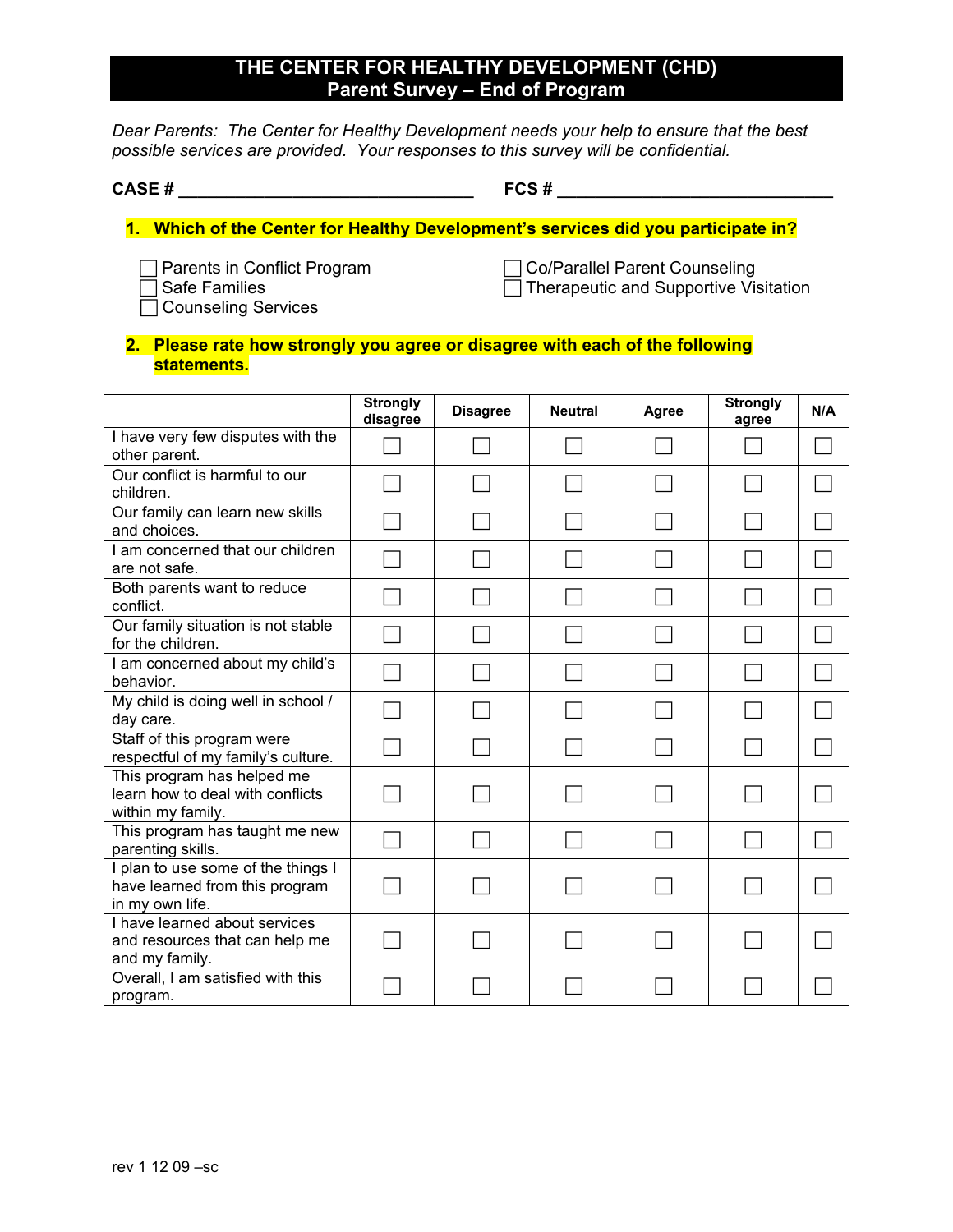# THE CENTER FOR HEALTHY DEVELOPMENT (CHD)
## Parent Survey – End of Program

*Dear Parents: The Center for Healthy Development needs your help to ensure that the best possible services are provided. Your responses to this survey will be confidential.*

**CASE #** ________________________________ **FCS #** ______________________________

**1. Which of the Center for Healthy Development's services did you participate in?**

- ☐ Parents in Conflict Program
- ☐ Safe Families
- ☐ Counseling Services
- ☐ Co/Parallel Parent Counseling
- ☐ Therapeutic and Supportive Visitation

**2. Please rate how strongly you agree or disagree with each of the following statements.**

| | Strongly disagree | Disagree | Neutral | Agree | Strongly agree | N/A |
|---|---|---|---|---|---|---|
| I have very few disputes with the other parent. | ☐ | ☐ | ☐ | ☐ | ☐ | ☐ |
| Our conflict is harmful to our children. | ☐ | ☐ | ☐ | ☐ | ☐ | ☐ |
| Our family can learn new skills and choices. | ☐ | ☐ | ☐ | ☐ | ☐ | ☐ |
| I am concerned that our children are not safe. | ☐ | ☐ | ☐ | ☐ | ☐ | ☐ |
| Both parents want to reduce conflict. | ☐ | ☐ | ☐ | ☐ | ☐ | ☐ |
| Our family situation is not stable for the children. | ☐ | ☐ | ☐ | ☐ | ☐ | ☐ |
| I am concerned about my child's behavior. | ☐ | ☐ | ☐ | ☐ | ☐ | ☐ |
| My child is doing well in school / day care. | ☐ | ☐ | ☐ | ☐ | ☐ | ☐ |
| Staff of this program were respectful of my family's culture. | ☐ | ☐ | ☐ | ☐ | ☐ | ☐ |
| This program has helped me learn how to deal with conflicts within my family. | ☐ | ☐ | ☐ | ☐ | ☐ | ☐ |
| This program has taught me new parenting skills. | ☐ | ☐ | ☐ | ☐ | ☐ | ☐ |
| I plan to use some of the things I have learned from this program in my own life. | ☐ | ☐ | ☐ | ☐ | ☐ | ☐ |
| I have learned about services and resources that can help me and my family. | ☐ | ☐ | ☐ | ☐ | ☐ | ☐ |
| Overall, I am satisfied with this program. | ☐ | ☐ | ☐ | ☐ | ☐ | ☐ |

rev 1 12 09 –sc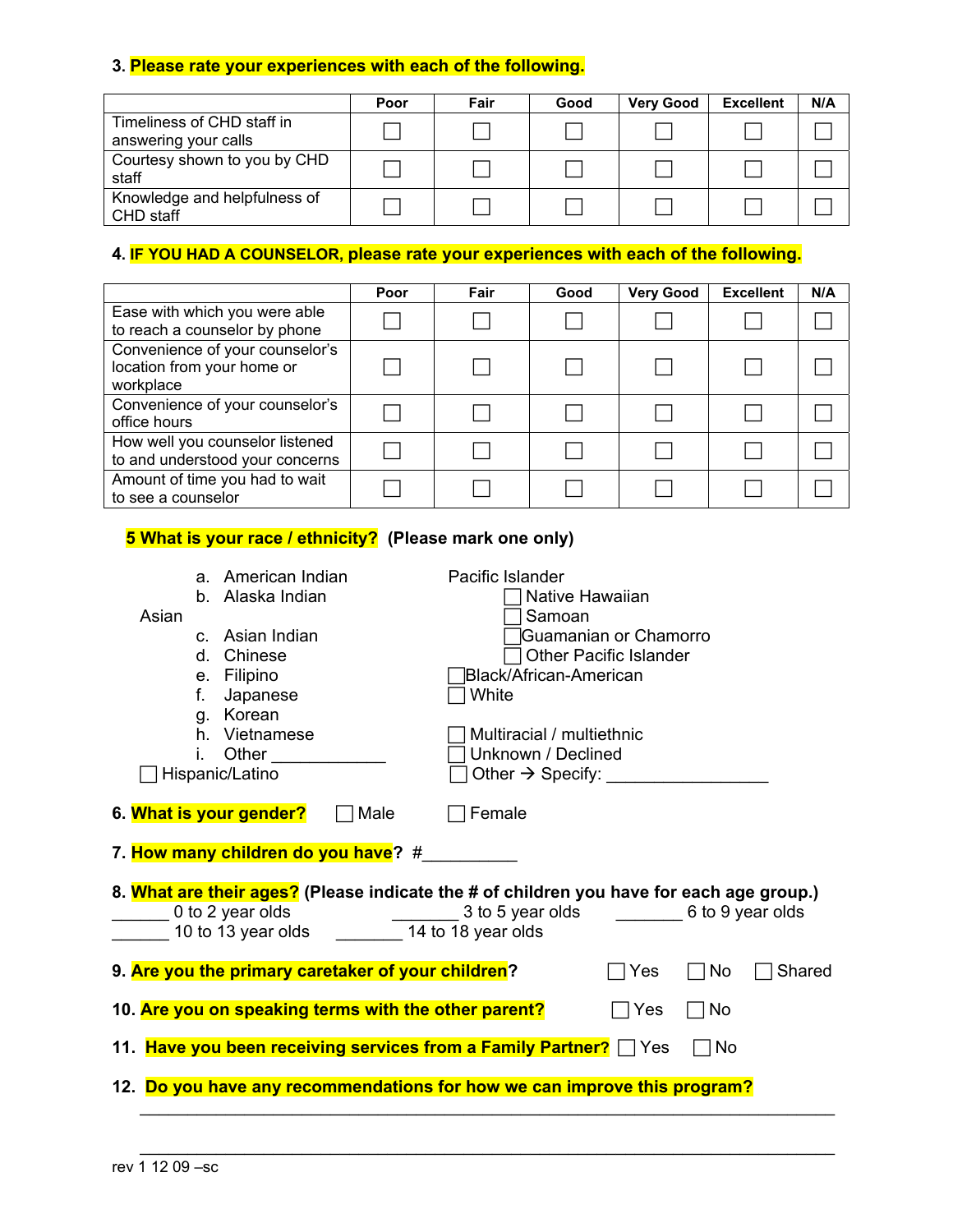**3. Please rate your experiences with each of the following.**

| | Poor | Fair | Good | Very Good | Excellent | N/A |
|---|---|---|---|---|---|---|
| Timeliness of CHD staff in answering your calls | ☐ | ☐ | ☐ | ☐ | ☐ | ☐ |
| Courtesy shown to you by CHD staff | ☐ | ☐ | ☐ | ☐ | ☐ | ☐ |
| Knowledge and helpfulness of CHD staff | ☐ | ☐ | ☐ | ☐ | ☐ | ☐ |

**4. IF YOU HAD A COUNSELOR, please rate your experiences with each of the following.**

| | Poor | Fair | Good | Very Good | Excellent | N/A |
|---|---|---|---|---|---|---|
| Ease with which you were able to reach a counselor by phone | ☐ | ☐ | ☐ | ☐ | ☐ | ☐ |
| Convenience of your counselor's location from your home or workplace | ☐ | ☐ | ☐ | ☐ | ☐ | ☐ |
| Convenience of your counselor's office hours | ☐ | ☐ | ☐ | ☐ | ☐ | ☐ |
| How well you counselor listened to and understood your concerns | ☐ | ☐ | ☐ | ☐ | ☐ | ☐ |
| Amount of time you had to wait to see a counselor | ☐ | ☐ | ☐ | ☐ | ☐ | ☐ |

**5 What is your race / ethnicity?** **(Please mark one only)**

a. American Indian
b. Alaska Indian

Asian

c. Asian Indian
d. Chinese
e. Filipino
f. Japanese
g. Korean
h. Vietnamese
i. Other _____________

☐ Hispanic/Latino

Pacific Islander

- ☐ Native Hawaiian
- ☐ Samoan
- ☐ Guamanian or Chamorro
- ☐ Other Pacific Islander

☐ Black/African-American
☐ White

☐ Multiracial / multiethnic
☐ Unknown / Declined
☐ Other → Specify: _________________

**6. What is your gender?** ☐ Male ☐ Female

**7. How many children do you have?** #__________

**8. What are their ages?** **(Please indicate the # of children you have for each age group.)**

______ 0 to 2 year olds ________ 3 to 5 year olds ________ 6 to 9 year olds
______ 10 to 13 year olds ________ 14 to 18 year olds

**9. Are you the primary caretaker of your children?** ☐ Yes ☐ No ☐ Shared

**10. Are you on speaking terms with the other parent?** ☐ Yes ☐ No

**11. Have you been receiving services from a Family Partner?** ☐ Yes ☐ No

**12. Do you have any recommendations for how we can improve this program?**

_______________________________________________________________________

_______________________________________________________________________

rev 1 12 09 –sc